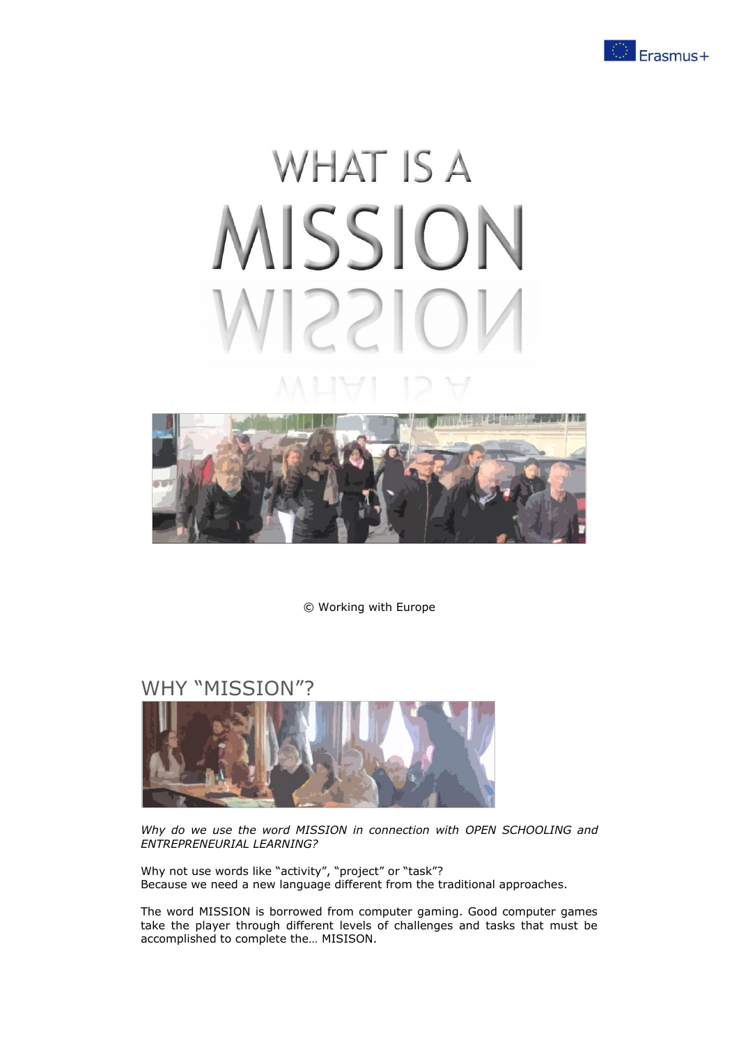# WHAT IS A MISSION

© Working with Europe

## WHY "MISSION"?

*Why do we use the word MISSION in connection with OPEN SCHOOLING and ENTREPRENEURIAL LEARNING?*

Why not use words like "activity", "project" or "task"?
Because we need a new language different from the traditional approaches.

The word MISSION is borrowed from computer gaming. Good computer games take the player through different levels of challenges and tasks that must be accomplished to complete the… MISISON.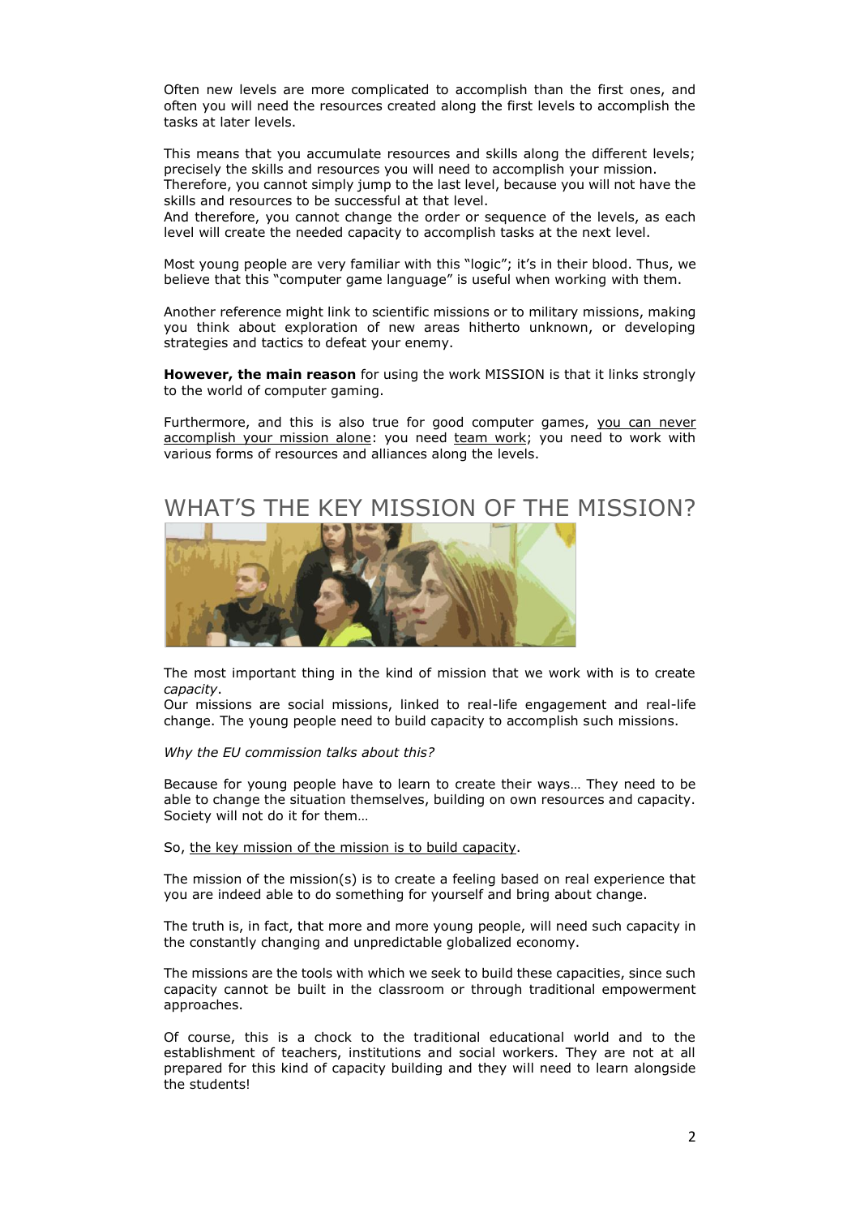Often new levels are more complicated to accomplish than the first ones, and often you will need the resources created along the first levels to accomplish the tasks at later levels.

This means that you accumulate resources and skills along the different levels; precisely the skills and resources you will need to accomplish your mission.
Therefore, you cannot simply jump to the last level, because you will not have the skills and resources to be successful at that level.
And therefore, you cannot change the order or sequence of the levels, as each level will create the needed capacity to accomplish tasks at the next level.

Most young people are very familiar with this "logic"; it's in their blood. Thus, we believe that this "computer game language" is useful when working with them.

Another reference might link to scientific missions or to military missions, making you think about exploration of new areas hitherto unknown, or developing strategies and tactics to defeat your enemy.

**However, the main reason** for using the work MISSION is that it links strongly to the world of computer gaming.

Furthermore, and this is also true for good computer games, you can never accomplish your mission alone: you need team work; you need to work with various forms of resources and alliances along the levels.

## WHAT'S THE KEY MISSION OF THE MISSION?

The most important thing in the kind of mission that we work with is to create *capacity*.
Our missions are social missions, linked to real-life engagement and real-life change. The young people need to build capacity to accomplish such missions.

*Why the EU commission talks about this?*

Because for young people have to learn to create their ways… They need to be able to change the situation themselves, building on own resources and capacity. Society will not do it for them…

So, the key mission of the mission is to build capacity.

The mission of the mission(s) is to create a feeling based on real experience that you are indeed able to do something for yourself and bring about change.

The truth is, in fact, that more and more young people, will need such capacity in the constantly changing and unpredictable globalized economy.

The missions are the tools with which we seek to build these capacities, since such capacity cannot be built in the classroom or through traditional empowerment approaches.

Of course, this is a chock to the traditional educational world and to the establishment of teachers, institutions and social workers. They are not at all prepared for this kind of capacity building and they will need to learn alongside the students!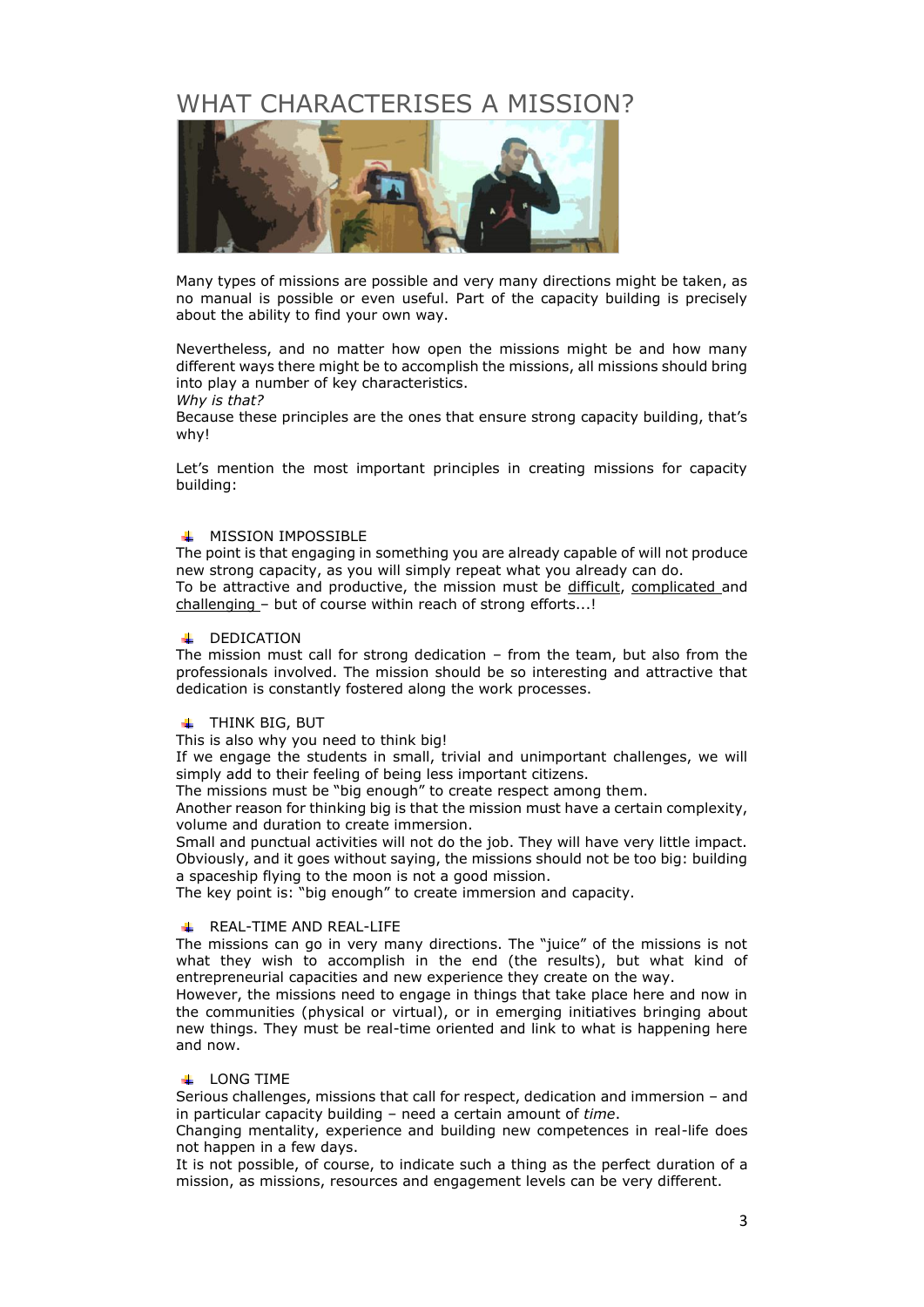# WHAT CHARACTERISES A MISSION?

Many types of missions are possible and very many directions might be taken, as no manual is possible or even useful. Part of the capacity building is precisely about the ability to find your own way.

Nevertheless, and no matter how open the missions might be and how many different ways there might be to accomplish the missions, all missions should bring into play a number of key characteristics.

*Why is that?*

Because these principles are the ones that ensure strong capacity building, that's why!

Let's mention the most important principles in creating missions for capacity building:

## MISSION IMPOSSIBLE

The point is that engaging in something you are already capable of will not produce new strong capacity, as you will simply repeat what you already can do.

To be attractive and productive, the mission must be difficult, complicated and challenging – but of course within reach of strong efforts...!

## DEDICATION

The mission must call for strong dedication – from the team, but also from the professionals involved. The mission should be so interesting and attractive that dedication is constantly fostered along the work processes.

## THINK BIG, BUT

This is also why you need to think big!

If we engage the students in small, trivial and unimportant challenges, we will simply add to their feeling of being less important citizens.

The missions must be "big enough" to create respect among them.

Another reason for thinking big is that the mission must have a certain complexity, volume and duration to create immersion.

Small and punctual activities will not do the job. They will have very little impact. Obviously, and it goes without saying, the missions should not be too big: building a spaceship flying to the moon is not a good mission.

The key point is: "big enough" to create immersion and capacity.

## REAL-TIME AND REAL-LIFE

The missions can go in very many directions. The "juice" of the missions is not what they wish to accomplish in the end (the results), but what kind of entrepreneurial capacities and new experience they create on the way.

However, the missions need to engage in things that take place here and now in the communities (physical or virtual), or in emerging initiatives bringing about new things. They must be real-time oriented and link to what is happening here and now.

## LONG TIME

Serious challenges, missions that call for respect, dedication and immersion – and in particular capacity building – need a certain amount of *time*.

Changing mentality, experience and building new competences in real-life does not happen in a few days.

It is not possible, of course, to indicate such a thing as the perfect duration of a mission, as missions, resources and engagement levels can be very different.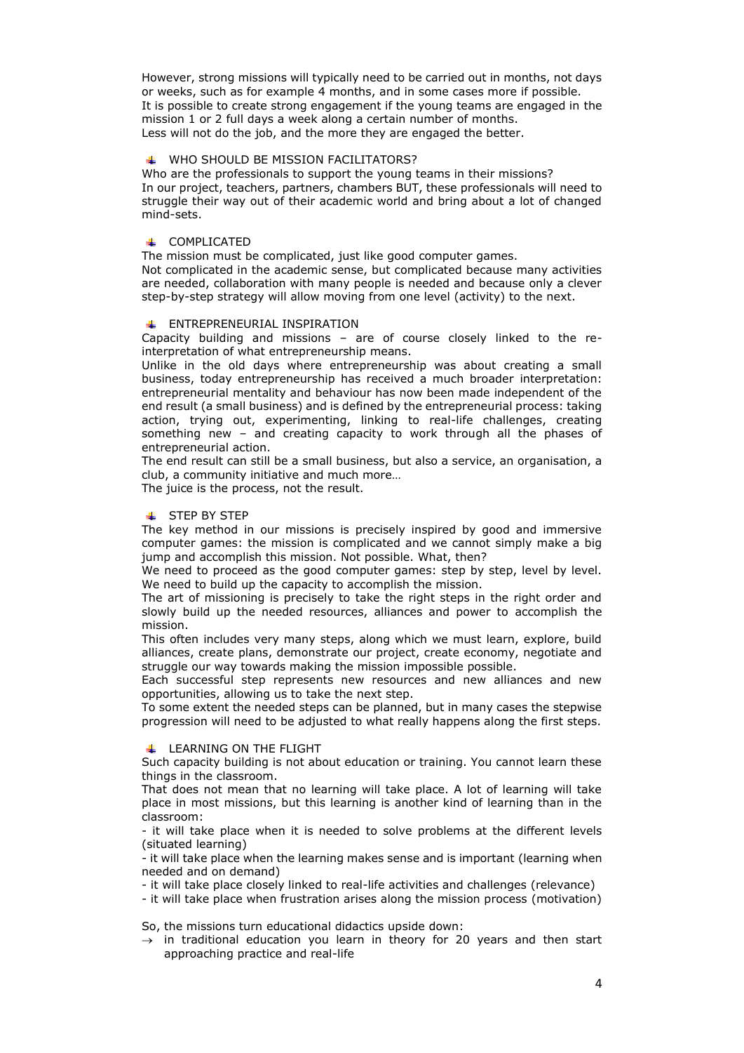However, strong missions will typically need to be carried out in months, not days or weeks, such as for example 4 months, and in some cases more if possible.
It is possible to create strong engagement if the young teams are engaged in the mission 1 or 2 full days a week along a certain number of months.
Less will not do the job, and the more they are engaged the better.

### WHO SHOULD BE MISSION FACILITATORS?

Who are the professionals to support the young teams in their missions?
In our project, teachers, partners, chambers BUT, these professionals will need to struggle their way out of their academic world and bring about a lot of changed mind-sets.

### COMPLICATED

The mission must be complicated, just like good computer games.
Not complicated in the academic sense, but complicated because many activities are needed, collaboration with many people is needed and because only a clever step-by-step strategy will allow moving from one level (activity) to the next.

### ENTREPRENEURIAL INSPIRATION

Capacity building and missions – are of course closely linked to the re-interpretation of what entrepreneurship means.
Unlike in the old days where entrepreneurship was about creating a small business, today entrepreneurship has received a much broader interpretation: entrepreneurial mentality and behaviour has now been made independent of the end result (a small business) and is defined by the entrepreneurial process: taking action, trying out, experimenting, linking to real-life challenges, creating something new – and creating capacity to work through all the phases of entrepreneurial action.
The end result can still be a small business, but also a service, an organisation, a club, a community initiative and much more…
The juice is the process, not the result.

### STEP BY STEP

The key method in our missions is precisely inspired by good and immersive computer games: the mission is complicated and we cannot simply make a big jump and accomplish this mission. Not possible. What, then?
We need to proceed as the good computer games: step by step, level by level. We need to build up the capacity to accomplish the mission.
The art of missioning is precisely to take the right steps in the right order and slowly build up the needed resources, alliances and power to accomplish the mission.
This often includes very many steps, along which we must learn, explore, build alliances, create plans, demonstrate our project, create economy, negotiate and struggle our way towards making the mission impossible possible.
Each successful step represents new resources and new alliances and new opportunities, allowing us to take the next step.
To some extent the needed steps can be planned, but in many cases the stepwise progression will need to be adjusted to what really happens along the first steps.

### LEARNING ON THE FLIGHT

Such capacity building is not about education or training. You cannot learn these things in the classroom.
That does not mean that no learning will take place. A lot of learning will take place in most missions, but this learning is another kind of learning than in the classroom:

- it will take place when it is needed to solve problems at the different levels (situated learning)
- it will take place when the learning makes sense and is important (learning when needed and on demand)
- it will take place closely linked to real-life activities and challenges (relevance)
- it will take place when frustration arises along the mission process (motivation)

So, the missions turn educational didactics upside down:

→ in traditional education you learn in theory for 20 years and then start approaching practice and real-life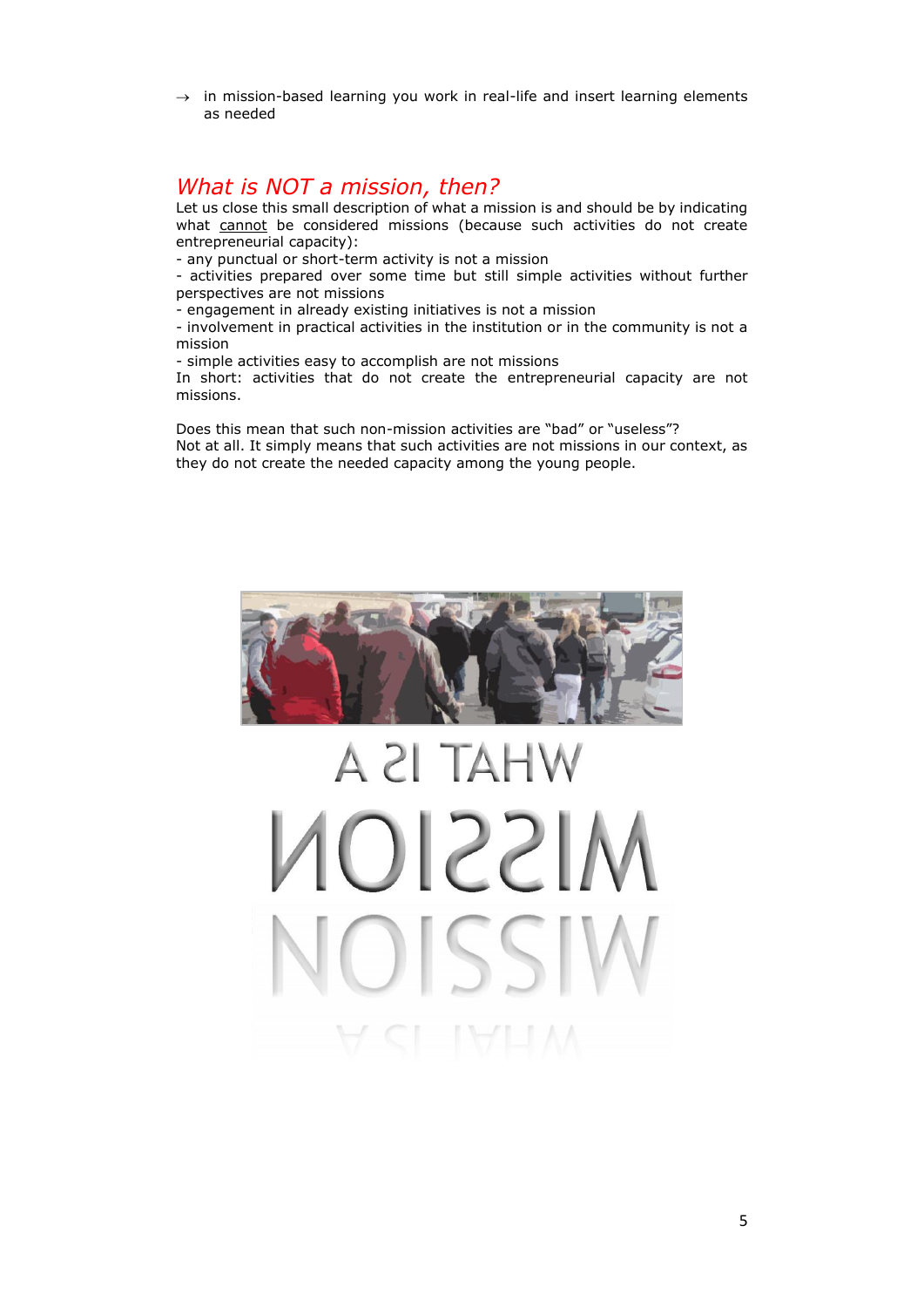→ in mission-based learning you work in real-life and insert learning elements as needed

## *What is NOT a mission, then?*

Let us close this small description of what a mission is and should be by indicating what cannot be considered missions (because such activities do not create entrepreneurial capacity):

- any punctual or short-term activity is not a mission
- activities prepared over some time but still simple activities without further perspectives are not missions
- engagement in already existing initiatives is not a mission
- involvement in practical activities in the institution or in the community is not a mission
- simple activities easy to accomplish are not missions

In short: activities that do not create the entrepreneurial capacity are not missions.

Does this mean that such non-mission activities are "bad" or "useless"?
Not at all. It simply means that such activities are not missions in our context, as they do not create the needed capacity among the young people.